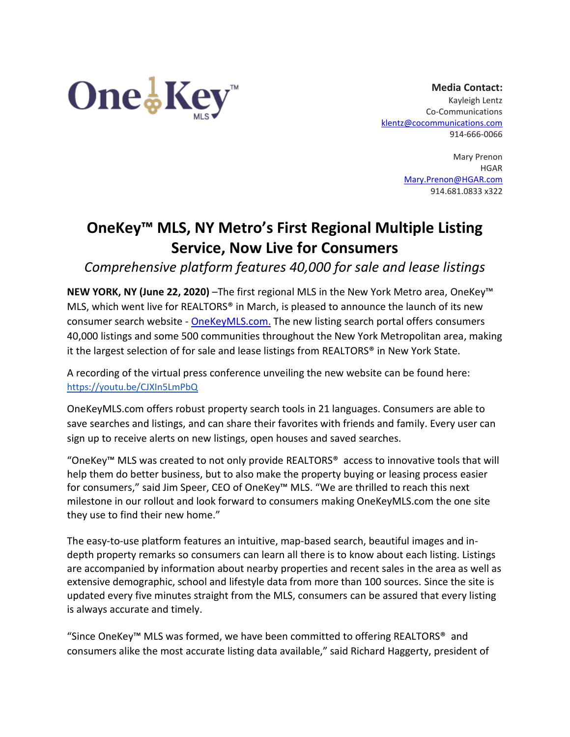**Media Contact:**
Kayleigh Lentz
Co-Communications
klentz@cocommunications.com
914-666-0066

Mary Prenon
HGAR
Mary.Prenon@HGAR.com
914.681.0833 x322

# OneKey™ MLS, NY Metro's First Regional Multiple Listing Service, Now Live for Consumers

*Comprehensive platform features 40,000 for sale and lease listings*

**NEW YORK, NY (June 22, 2020)** –The first regional MLS in the New York Metro area, OneKey™ MLS, which went live for REALTORS® in March, is pleased to announce the launch of its new consumer search website - OneKeyMLS.com. The new listing search portal offers consumers 40,000 listings and some 500 communities throughout the New York Metropolitan area, making it the largest selection of for sale and lease listings from REALTORS® in New York State.

A recording of the virtual press conference unveiling the new website can be found here: https://youtu.be/CJXIn5LmPbQ

OneKeyMLS.com offers robust property search tools in 21 languages. Consumers are able to save searches and listings, and can share their favorites with friends and family. Every user can sign up to receive alerts on new listings, open houses and saved searches.

"OneKey™ MLS was created to not only provide REALTORS® access to innovative tools that will help them do better business, but to also make the property buying or leasing process easier for consumers," said Jim Speer, CEO of OneKey™ MLS. "We are thrilled to reach this next milestone in our rollout and look forward to consumers making OneKeyMLS.com the one site they use to find their new home."

The easy-to-use platform features an intuitive, map-based search, beautiful images and in-depth property remarks so consumers can learn all there is to know about each listing. Listings are accompanied by information about nearby properties and recent sales in the area as well as extensive demographic, school and lifestyle data from more than 100 sources. Since the site is updated every five minutes straight from the MLS, consumers can be assured that every listing is always accurate and timely.

"Since OneKey™ MLS was formed, we have been committed to offering REALTORS® and consumers alike the most accurate listing data available," said Richard Haggerty, president of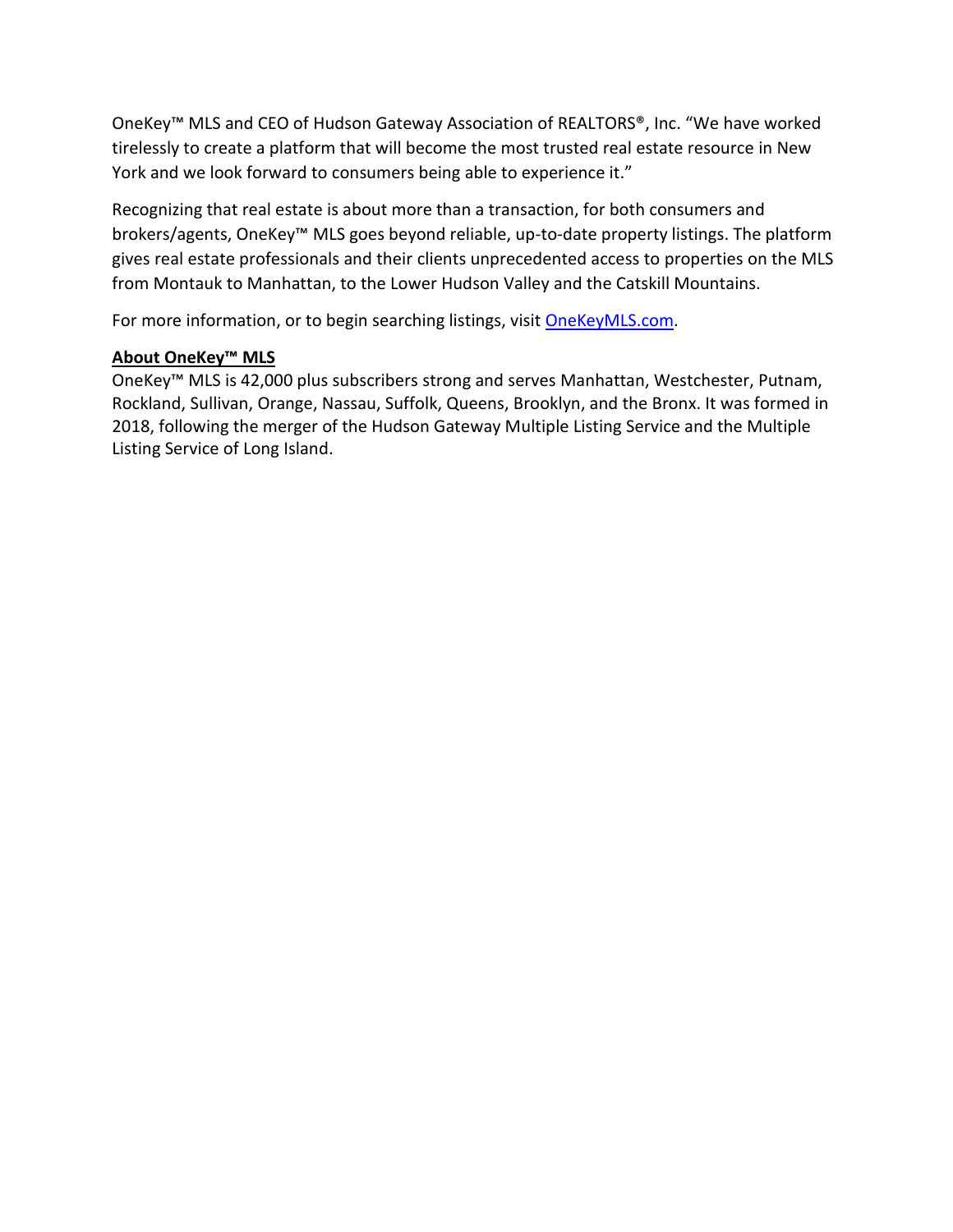OneKey™ MLS and CEO of Hudson Gateway Association of REALTORS®, Inc. "We have worked tirelessly to create a platform that will become the most trusted real estate resource in New York and we look forward to consumers being able to experience it."

Recognizing that real estate is about more than a transaction, for both consumers and brokers/agents, OneKey™ MLS goes beyond reliable, up-to-date property listings. The platform gives real estate professionals and their clients unprecedented access to properties on the MLS from Montauk to Manhattan, to the Lower Hudson Valley and the Catskill Mountains.

For more information, or to begin searching listings, visit OneKeyMLS.com.

**About OneKey™ MLS**

OneKey™ MLS is 42,000 plus subscribers strong and serves Manhattan, Westchester, Putnam, Rockland, Sullivan, Orange, Nassau, Suffolk, Queens, Brooklyn, and the Bronx. It was formed in 2018, following the merger of the Hudson Gateway Multiple Listing Service and the Multiple Listing Service of Long Island.